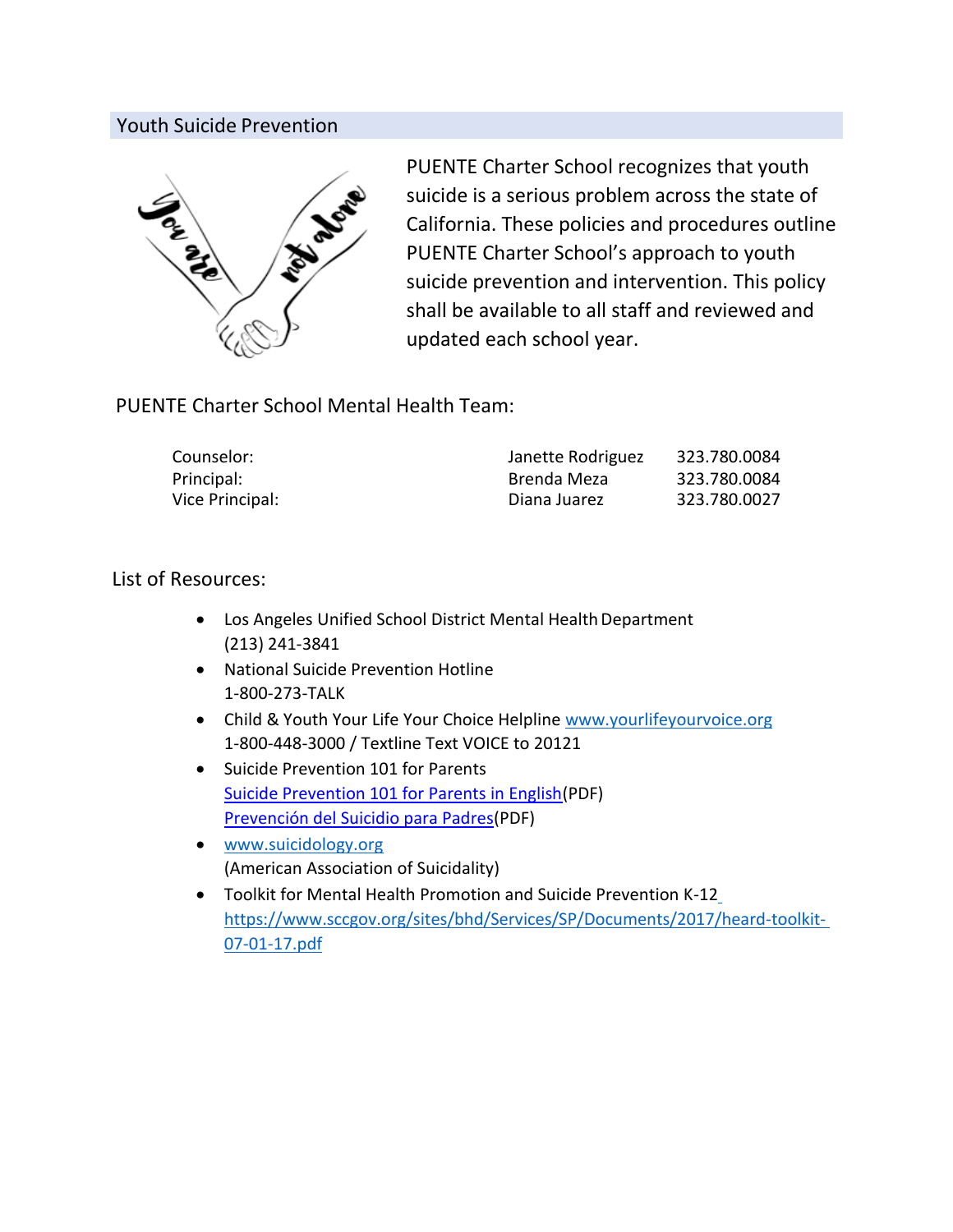## Youth Suicide Prevention

PUENTE Charter School recognizes that youth suicide is a serious problem across the state of California. These policies and procedures outline PUENTE Charter School's approach to youth suicide prevention and intervention. This policy shall be available to all staff and reviewed and updated each school year.

PUENTE Charter School Mental Health Team:

| | | |
|---|---|---|
| Counselor: | Janette Rodriguez | 323.780.0084 |
| Principal: | Brenda Meza | 323.780.0084 |
| Vice Principal: | Diana Juarez | 323.780.0027 |

List of Resources:

- Los Angeles Unified School District Mental Health Department
  (213) 241-3841
- National Suicide Prevention Hotline
  1-800-273-TALK
- Child & Youth Your Life Your Choice Helpline www.yourlifeyourvoice.org
  1-800-448-3000 / Textline Text VOICE to 20121
- Suicide Prevention 101 for Parents
  Suicide Prevention 101 for Parents in English(PDF)
  Prevención del Suicidio para Padres(PDF)
- www.suicidology.org
  (American Association of Suicidality)
- Toolkit for Mental Health Promotion and Suicide Prevention K-12
  https://www.sccgov.org/sites/bhd/Services/SP/Documents/2017/heard-toolkit-07-01-17.pdf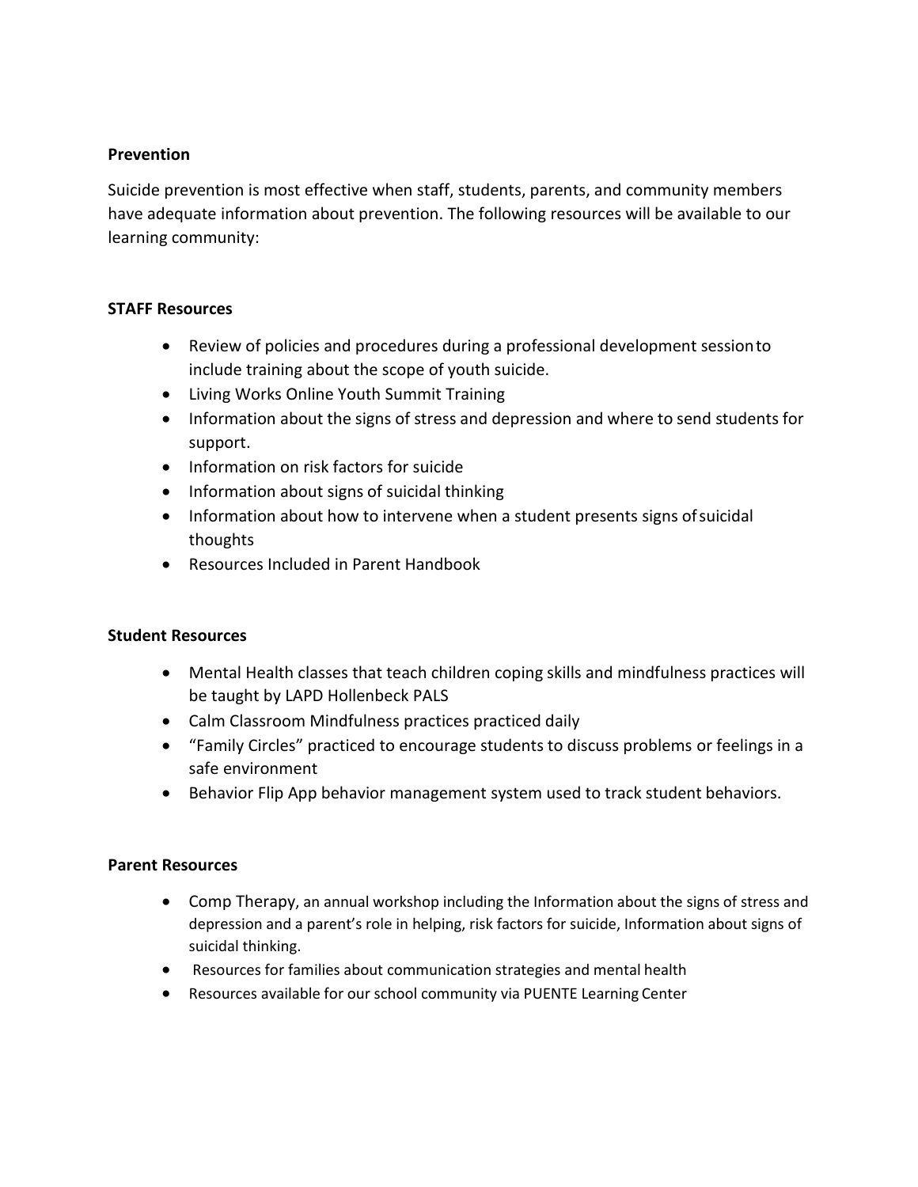**Prevention**

Suicide prevention is most effective when staff, students, parents, and community members have adequate information about prevention. The following resources will be available to our learning community:

**STAFF Resources**

- Review of policies and procedures during a professional development session to include training about the scope of youth suicide.
- Living Works Online Youth Summit Training
- Information about the signs of stress and depression and where to send students for support.
- Information on risk factors for suicide
- Information about signs of suicidal thinking
- Information about how to intervene when a student presents signs of suicidal thoughts
- Resources Included in Parent Handbook

**Student Resources**

- Mental Health classes that teach children coping skills and mindfulness practices will be taught by LAPD Hollenbeck PALS
- Calm Classroom Mindfulness practices practiced daily
- "Family Circles" practiced to encourage students to discuss problems or feelings in a safe environment
- Behavior Flip App behavior management system used to track student behaviors.

**Parent Resources**

- Comp Therapy, an annual workshop including the Information about the signs of stress and depression and a parent's role in helping, risk factors for suicide, Information about signs of suicidal thinking.
- Resources for families about communication strategies and mental health
- Resources available for our school community via PUENTE Learning Center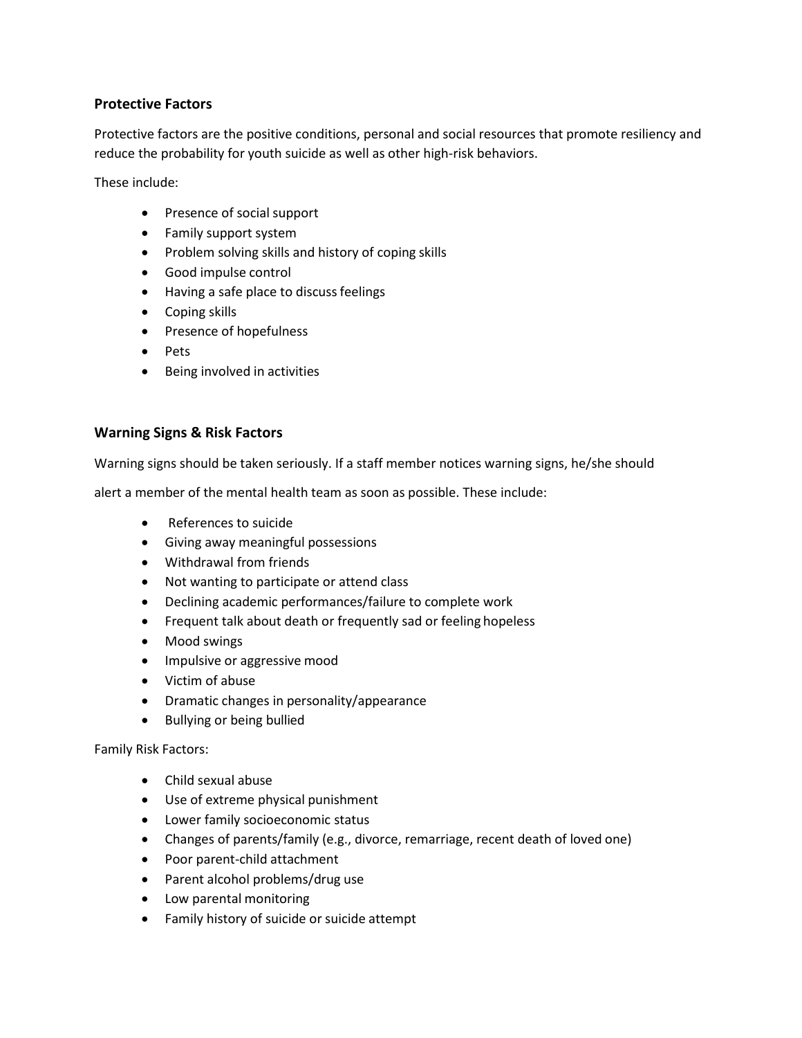## Protective Factors

Protective factors are the positive conditions, personal and social resources that promote resiliency and reduce the probability for youth suicide as well as other high-risk behaviors.

These include:

- Presence of social support
- Family support system
- Problem solving skills and history of coping skills
- Good impulse control
- Having a safe place to discuss feelings
- Coping skills
- Presence of hopefulness
- Pets
- Being involved in activities

## Warning Signs & Risk Factors

Warning signs should be taken seriously. If a staff member notices warning signs, he/she should alert a member of the mental health team as soon as possible. These include:

- References to suicide
- Giving away meaningful possessions
- Withdrawal from friends
- Not wanting to participate or attend class
- Declining academic performances/failure to complete work
- Frequent talk about death or frequently sad or feeling hopeless
- Mood swings
- Impulsive or aggressive mood
- Victim of abuse
- Dramatic changes in personality/appearance
- Bullying or being bullied

Family Risk Factors:

- Child sexual abuse
- Use of extreme physical punishment
- Lower family socioeconomic status
- Changes of parents/family (e.g., divorce, remarriage, recent death of loved one)
- Poor parent-child attachment
- Parent alcohol problems/drug use
- Low parental monitoring
- Family history of suicide or suicide attempt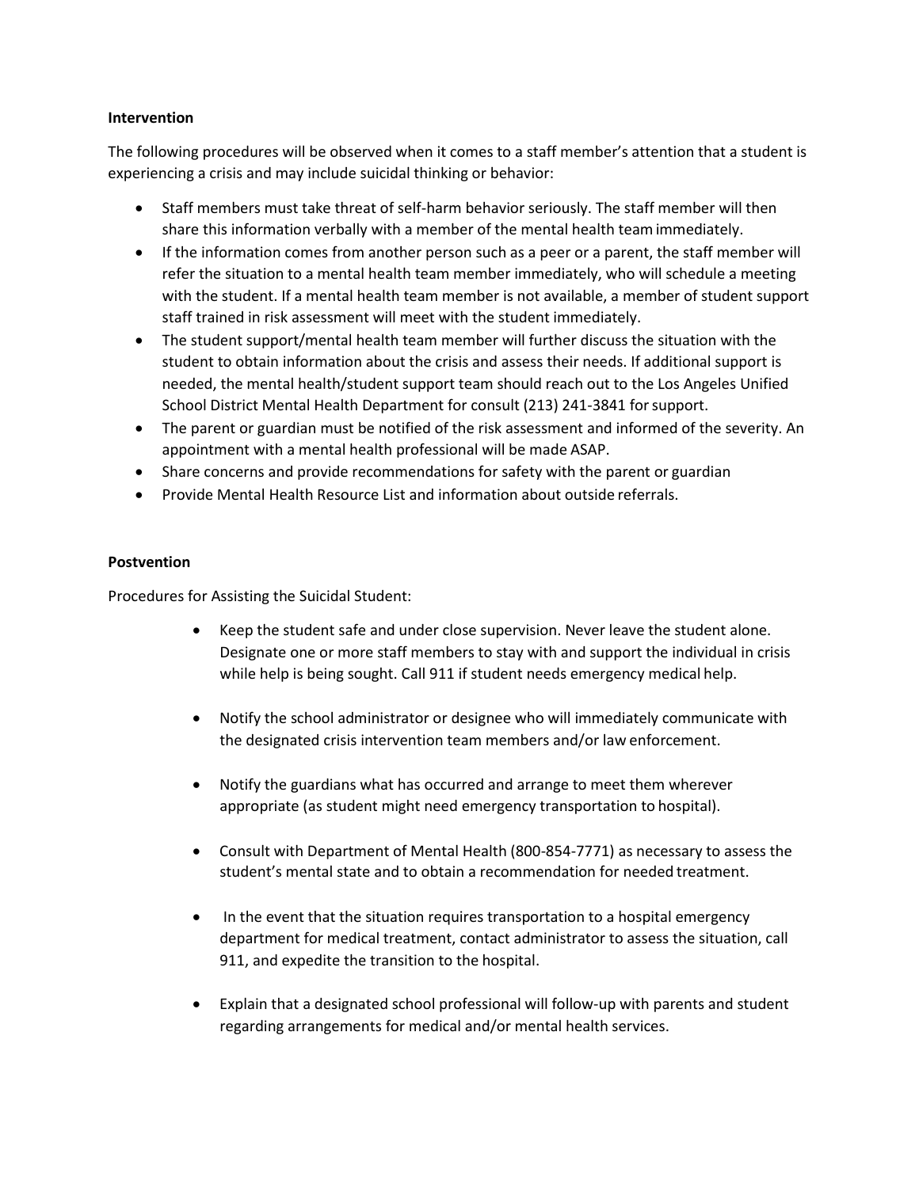**Intervention**

The following procedures will be observed when it comes to a staff member's attention that a student is experiencing a crisis and may include suicidal thinking or behavior:

- Staff members must take threat of self-harm behavior seriously. The staff member will then share this information verbally with a member of the mental health team immediately.
- If the information comes from another person such as a peer or a parent, the staff member will refer the situation to a mental health team member immediately, who will schedule a meeting with the student. If a mental health team member is not available, a member of student support staff trained in risk assessment will meet with the student immediately.
- The student support/mental health team member will further discuss the situation with the student to obtain information about the crisis and assess their needs. If additional support is needed, the mental health/student support team should reach out to the Los Angeles Unified School District Mental Health Department for consult (213) 241-3841 for support.
- The parent or guardian must be notified of the risk assessment and informed of the severity. An appointment with a mental health professional will be made ASAP.
- Share concerns and provide recommendations for safety with the parent or guardian
- Provide Mental Health Resource List and information about outside referrals.

**Postvention**

Procedures for Assisting the Suicidal Student:

- Keep the student safe and under close supervision. Never leave the student alone. Designate one or more staff members to stay with and support the individual in crisis while help is being sought. Call 911 if student needs emergency medical help.
- Notify the school administrator or designee who will immediately communicate with the designated crisis intervention team members and/or law enforcement.
- Notify the guardians what has occurred and arrange to meet them wherever appropriate (as student might need emergency transportation to hospital).
- Consult with Department of Mental Health (800-854-7771) as necessary to assess the student's mental state and to obtain a recommendation for needed treatment.
- In the event that the situation requires transportation to a hospital emergency department for medical treatment, contact administrator to assess the situation, call 911, and expedite the transition to the hospital.
- Explain that a designated school professional will follow-up with parents and student regarding arrangements for medical and/or mental health services.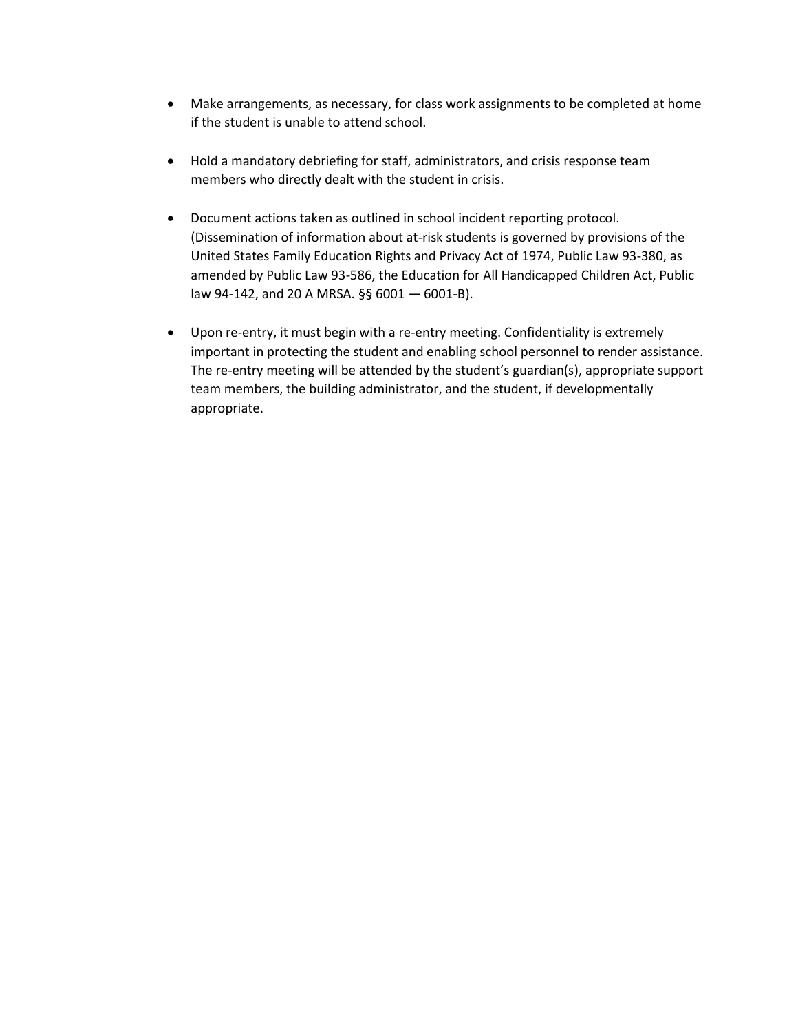- Make arrangements, as necessary, for class work assignments to be completed at home if the student is unable to attend school.

- Hold a mandatory debriefing for staff, administrators, and crisis response team members who directly dealt with the student in crisis.

- Document actions taken as outlined in school incident reporting protocol. (Dissemination of information about at-risk students is governed by provisions of the United States Family Education Rights and Privacy Act of 1974, Public Law 93-380, as amended by Public Law 93-586, the Education for All Handicapped Children Act, Public law 94-142, and 20 A MRSA. §§ 6001 — 6001-B).

- Upon re-entry, it must begin with a re-entry meeting. Confidentiality is extremely important in protecting the student and enabling school personnel to render assistance. The re-entry meeting will be attended by the student's guardian(s), appropriate support team members, the building administrator, and the student, if developmentally appropriate.